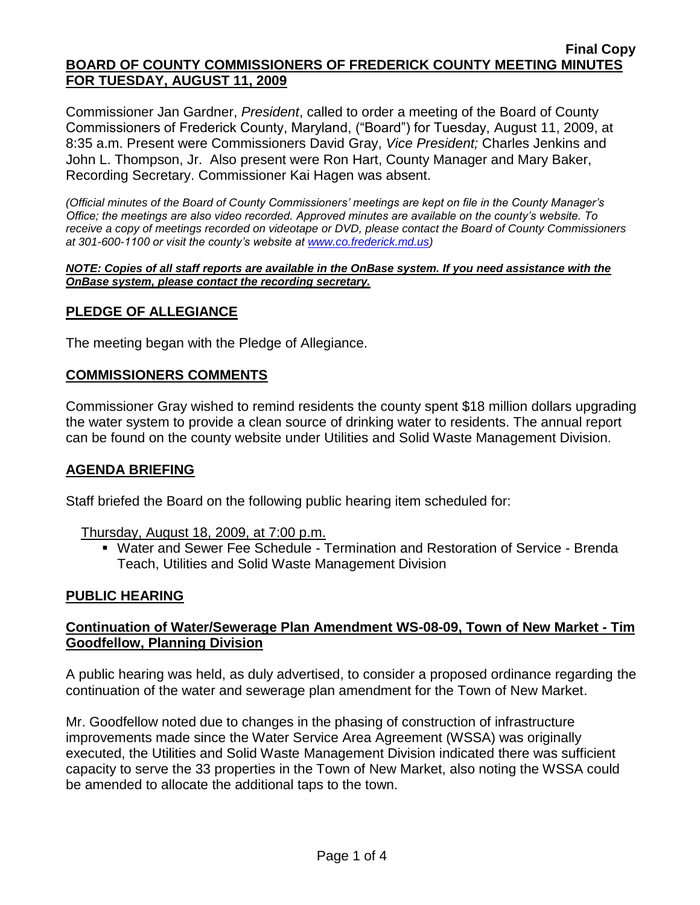**Final Copy**

**BOARD OF COUNTY COMMISSIONERS OF FREDERICK COUNTY MEETING MINUTES FOR TUESDAY, AUGUST 11, 2009**

Commissioner Jan Gardner, *President*, called to order a meeting of the Board of County Commissioners of Frederick County, Maryland, ("Board") for Tuesday, August 11, 2009, at 8:35 a.m. Present were Commissioners David Gray, *Vice President;* Charles Jenkins and John L. Thompson, Jr. Also present were Ron Hart, County Manager and Mary Baker, Recording Secretary. Commissioner Kai Hagen was absent.

*(Official minutes of the Board of County Commissioners' meetings are kept on file in the County Manager's Office; the meetings are also video recorded. Approved minutes are available on the county's website. To receive a copy of meetings recorded on videotape or DVD, please contact the Board of County Commissioners at 301-600-1100 or visit the county's website at www.co.frederick.md.us)*

***NOTE: Copies of all staff reports are available in the OnBase system. If you need assistance with the OnBase system, please contact the recording secretary.***

## PLEDGE OF ALLEGIANCE

The meeting began with the Pledge of Allegiance.

## COMMISSIONERS COMMENTS

Commissioner Gray wished to remind residents the county spent $18 million dollars upgrading the water system to provide a clean source of drinking water to residents. The annual report can be found on the county website under Utilities and Solid Waste Management Division.

## AGENDA BRIEFING

Staff briefed the Board on the following public hearing item scheduled for:

Thursday, August 18, 2009, at 7:00 p.m.

- Water and Sewer Fee Schedule - Termination and Restoration of Service - Brenda Teach, Utilities and Solid Waste Management Division

## PUBLIC HEARING

### Continuation of Water/Sewerage Plan Amendment WS-08-09, Town of New Market - Tim Goodfellow, Planning Division

A public hearing was held, as duly advertised, to consider a proposed ordinance regarding the continuation of the water and sewerage plan amendment for the Town of New Market.

Mr. Goodfellow noted due to changes in the phasing of construction of infrastructure improvements made since the Water Service Area Agreement (WSSA) was originally executed, the Utilities and Solid Waste Management Division indicated there was sufficient capacity to serve the 33 properties in the Town of New Market, also noting the WSSA could be amended to allocate the additional taps to the town.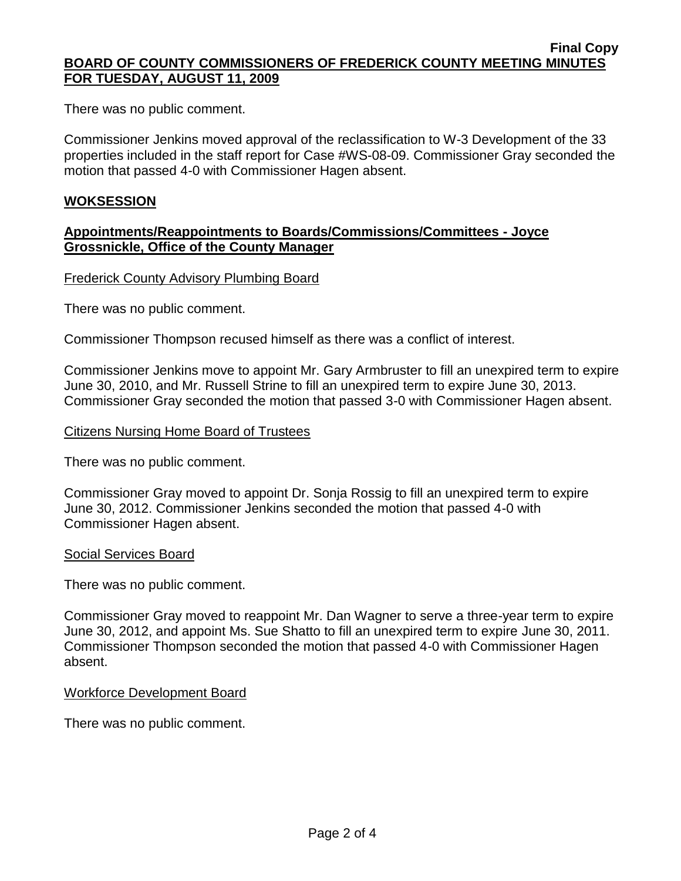There was no public comment.

Commissioner Jenkins moved approval of the reclassification to W-3 Development of the 33 properties included in the staff report for Case #WS-08-09. Commissioner Gray seconded the motion that passed 4-0 with Commissioner Hagen absent.

## WOKSESSION

### Appointments/Reappointments to Boards/Commissions/Committees - Joyce Grossnickle, Office of the County Manager

Frederick County Advisory Plumbing Board

There was no public comment.

Commissioner Thompson recused himself as there was a conflict of interest.

Commissioner Jenkins move to appoint Mr. Gary Armbruster to fill an unexpired term to expire June 30, 2010, and Mr. Russell Strine to fill an unexpired term to expire June 30, 2013. Commissioner Gray seconded the motion that passed 3-0 with Commissioner Hagen absent.

Citizens Nursing Home Board of Trustees

There was no public comment.

Commissioner Gray moved to appoint Dr. Sonja Rossig to fill an unexpired term to expire June 30, 2012. Commissioner Jenkins seconded the motion that passed 4-0 with Commissioner Hagen absent.

Social Services Board

There was no public comment.

Commissioner Gray moved to reappoint Mr. Dan Wagner to serve a three-year term to expire June 30, 2012, and appoint Ms. Sue Shatto to fill an unexpired term to expire June 30, 2011. Commissioner Thompson seconded the motion that passed 4-0 with Commissioner Hagen absent.

Workforce Development Board

There was no public comment.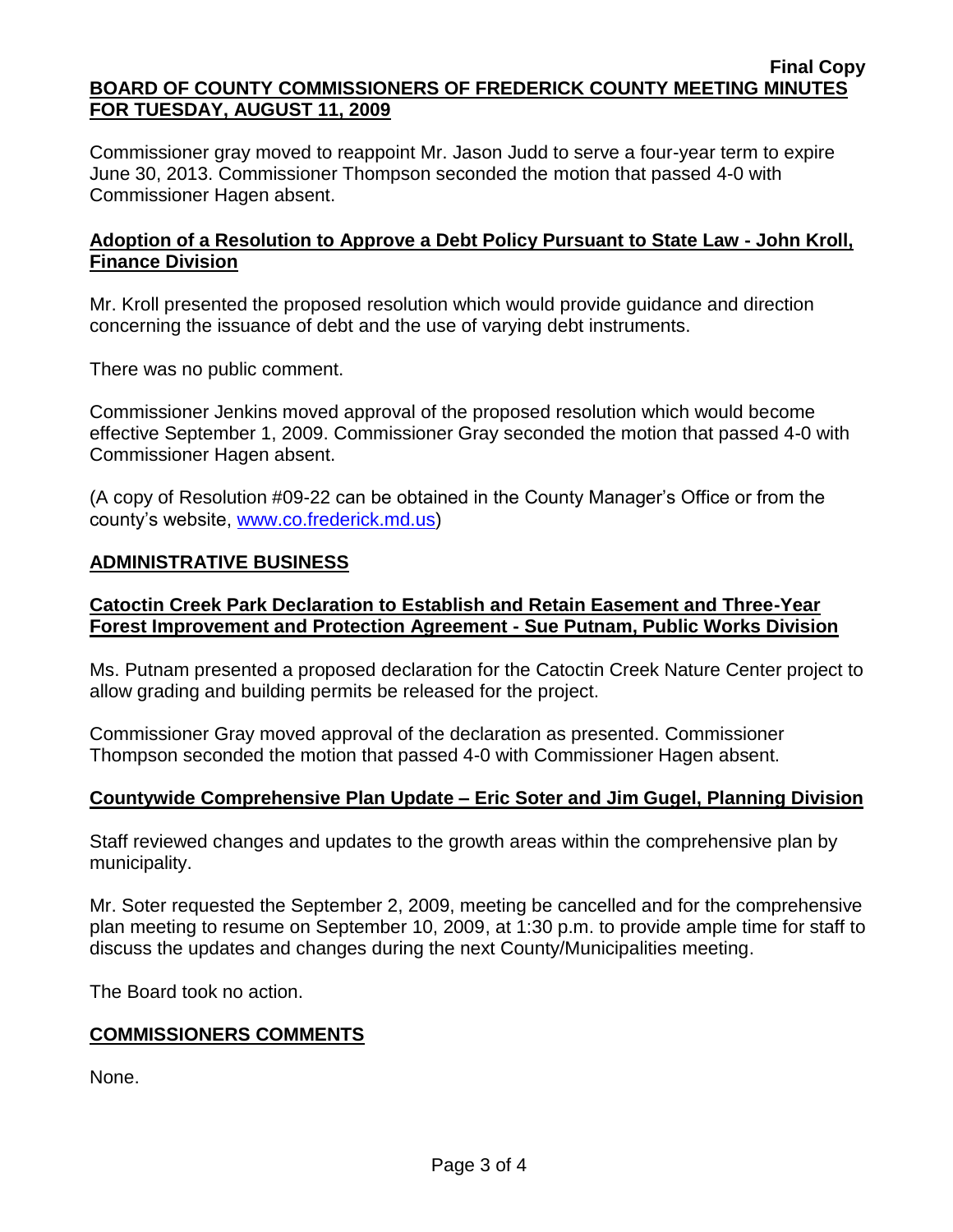Commissioner gray moved to reappoint Mr. Jason Judd to serve a four-year term to expire June 30, 2013. Commissioner Thompson seconded the motion that passed 4-0 with Commissioner Hagen absent.

**Adoption of a Resolution to Approve a Debt Policy Pursuant to State Law - John Kroll, Finance Division**

Mr. Kroll presented the proposed resolution which would provide guidance and direction concerning the issuance of debt and the use of varying debt instruments.

There was no public comment.

Commissioner Jenkins moved approval of the proposed resolution which would become effective September 1, 2009. Commissioner Gray seconded the motion that passed 4-0 with Commissioner Hagen absent.

(A copy of Resolution #09-22 can be obtained in the County Manager's Office or from the county's website, www.co.frederick.md.us)

## ADMINISTRATIVE BUSINESS

**Catoctin Creek Park Declaration to Establish and Retain Easement and Three-Year Forest Improvement and Protection Agreement - Sue Putnam, Public Works Division**

Ms. Putnam presented a proposed declaration for the Catoctin Creek Nature Center project to allow grading and building permits be released for the project.

Commissioner Gray moved approval of the declaration as presented. Commissioner Thompson seconded the motion that passed 4-0 with Commissioner Hagen absent.

**Countywide Comprehensive Plan Update – Eric Soter and Jim Gugel, Planning Division**

Staff reviewed changes and updates to the growth areas within the comprehensive plan by municipality.

Mr. Soter requested the September 2, 2009, meeting be cancelled and for the comprehensive plan meeting to resume on September 10, 2009, at 1:30 p.m. to provide ample time for staff to discuss the updates and changes during the next County/Municipalities meeting.

The Board took no action.

## COMMISSIONERS COMMENTS

None.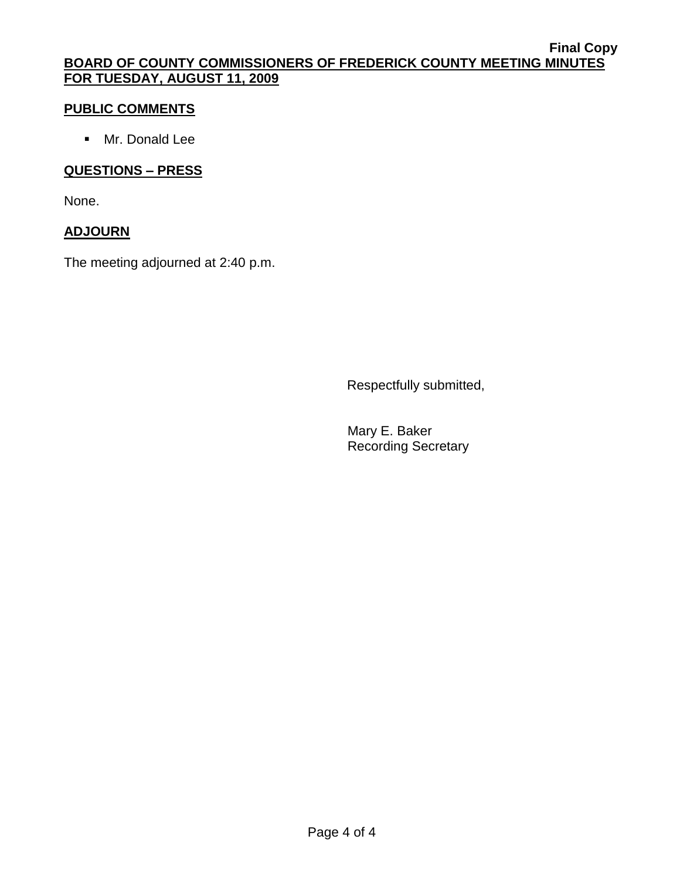## PUBLIC COMMENTS

- Mr. Donald Lee

## QUESTIONS – PRESS

None.

## ADJOURN

The meeting adjourned at 2:40 p.m.

Respectfully submitted,

Mary E. Baker
Recording Secretary